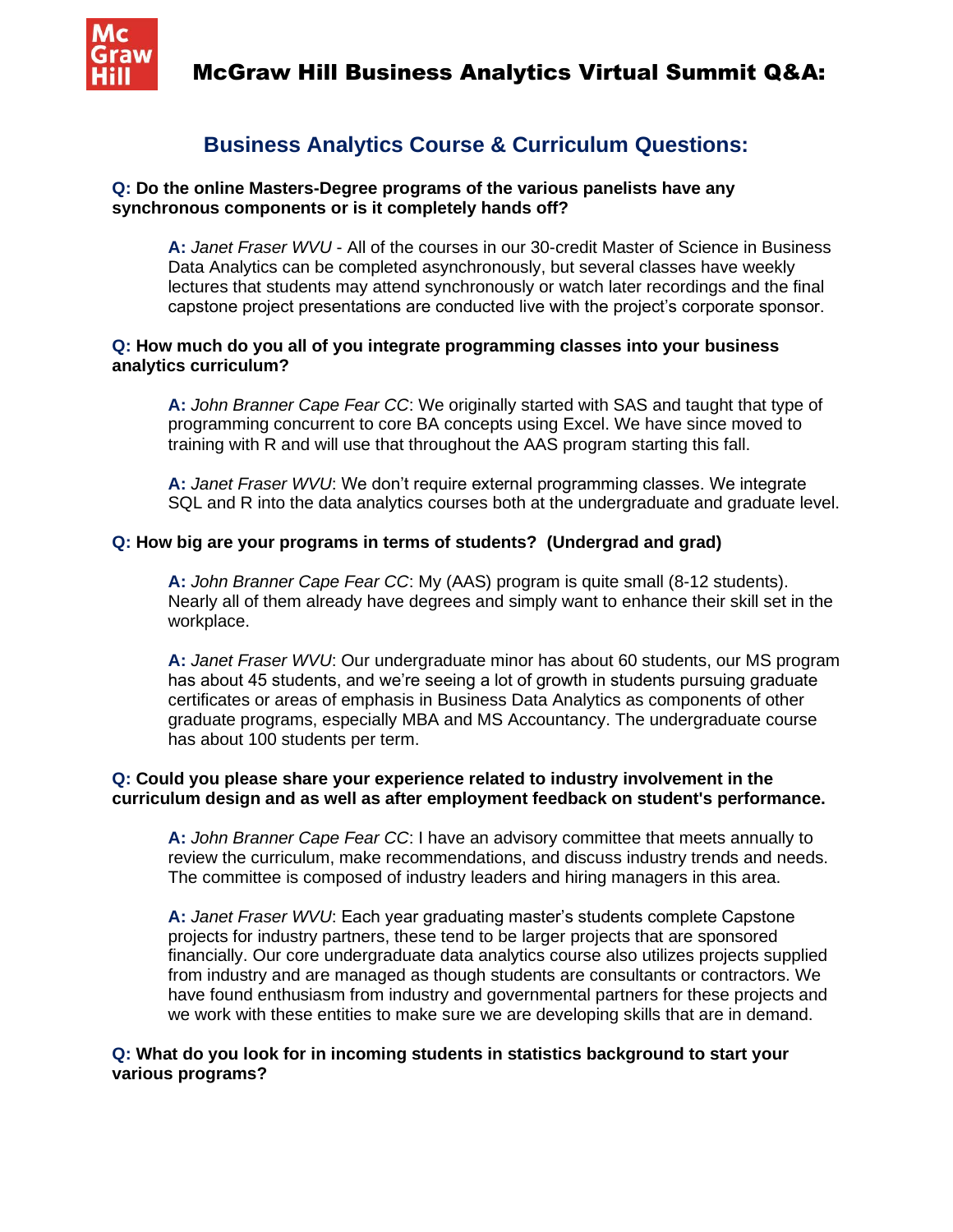# McGraw Hill Business Analytics Virtual Summit Q&A:

## Business Analytics Course & Curriculum Questions:

**Q: Do the online Masters-Degree programs of the various panelists have any synchronous components or is it completely hands off?**

> **A:** *Janet Fraser WVU* - All of the courses in our 30-credit Master of Science in Business Data Analytics can be completed asynchronously, but several classes have weekly lectures that students may attend synchronously or watch later recordings and the final capstone project presentations are conducted live with the project's corporate sponsor.

**Q: How much do you all of you integrate programming classes into your business analytics curriculum?**

> **A:** *John Branner Cape Fear CC*: We originally started with SAS and taught that type of programming concurrent to core BA concepts using Excel. We have since moved to training with R and will use that throughout the AAS program starting this fall.
>
> **A:** *Janet Fraser WVU*: We don't require external programming classes. We integrate SQL and R into the data analytics courses both at the undergraduate and graduate level.

**Q: How big are your programs in terms of students? (Undergrad and grad)**

> **A:** *John Branner Cape Fear CC*: My (AAS) program is quite small (8-12 students). Nearly all of them already have degrees and simply want to enhance their skill set in the workplace.
>
> **A:** *Janet Fraser WVU*: Our undergraduate minor has about 60 students, our MS program has about 45 students, and we're seeing a lot of growth in students pursuing graduate certificates or areas of emphasis in Business Data Analytics as components of other graduate programs, especially MBA and MS Accountancy. The undergraduate course has about 100 students per term.

**Q: Could you please share your experience related to industry involvement in the curriculum design and as well as after employment feedback on student's performance.**

> **A:** *John Branner Cape Fear CC*: I have an advisory committee that meets annually to review the curriculum, make recommendations, and discuss industry trends and needs. The committee is composed of industry leaders and hiring managers in this area.
>
> **A:** *Janet Fraser WVU*: Each year graduating master's students complete Capstone projects for industry partners, these tend to be larger projects that are sponsored financially. Our core undergraduate data analytics course also utilizes projects supplied from industry and are managed as though students are consultants or contractors. We have found enthusiasm from industry and governmental partners for these projects and we work with these entities to make sure we are developing skills that are in demand.

**Q: What do you look for in incoming students in statistics background to start your various programs?**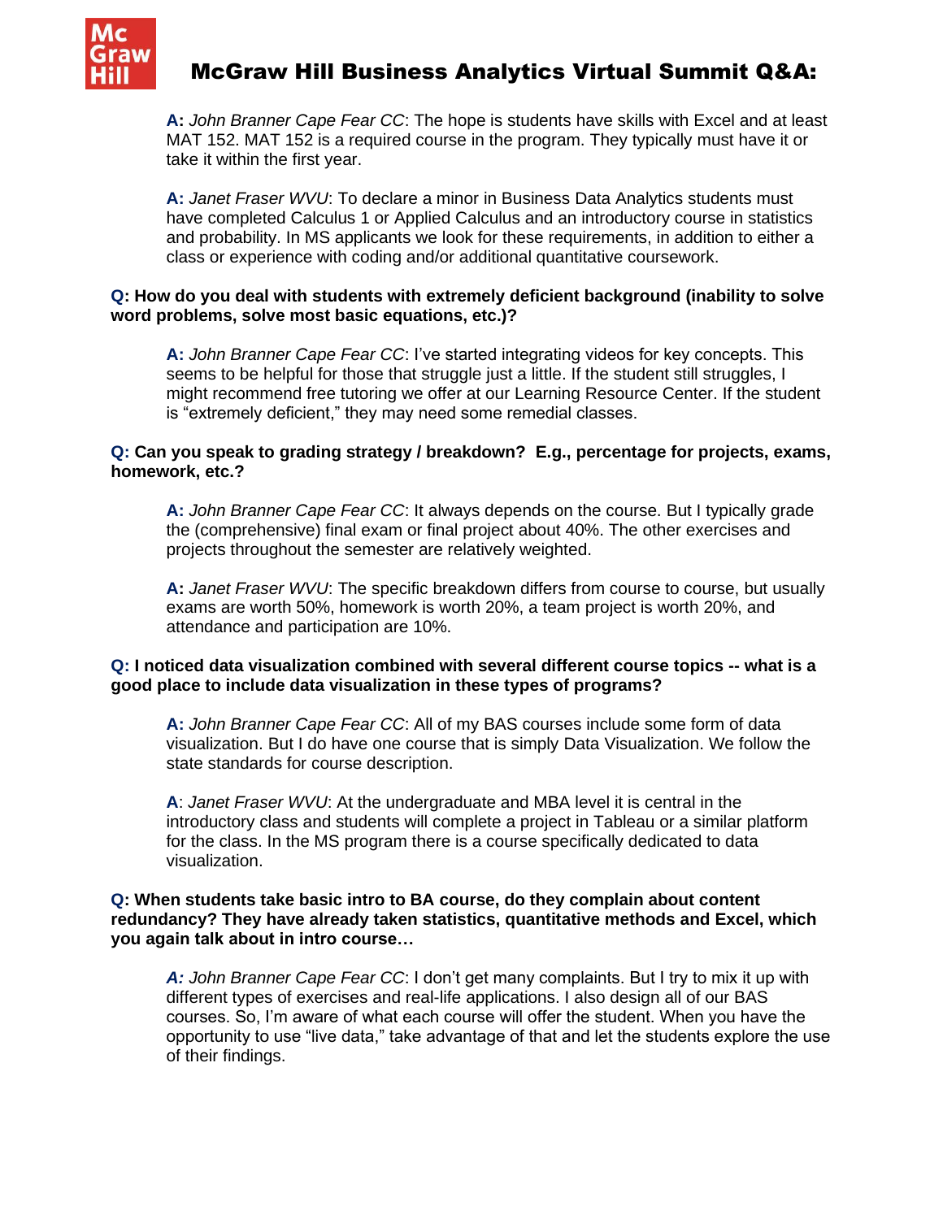**A:** *John Branner Cape Fear CC*: The hope is students have skills with Excel and at least MAT 152. MAT 152 is a required course in the program. They typically must have it or take it within the first year.

**A:** *Janet Fraser WVU*: To declare a minor in Business Data Analytics students must have completed Calculus 1 or Applied Calculus and an introductory course in statistics and probability. In MS applicants we look for these requirements, in addition to either a class or experience with coding and/or additional quantitative coursework.

**Q: How do you deal with students with extremely deficient background (inability to solve word problems, solve most basic equations, etc.)?**

**A:** *John Branner Cape Fear CC*: I've started integrating videos for key concepts. This seems to be helpful for those that struggle just a little. If the student still struggles, I might recommend free tutoring we offer at our Learning Resource Center. If the student is "extremely deficient," they may need some remedial classes.

**Q: Can you speak to grading strategy / breakdown? E.g., percentage for projects, exams, homework, etc.?**

**A:** *John Branner Cape Fear CC*: It always depends on the course. But I typically grade the (comprehensive) final exam or final project about 40%. The other exercises and projects throughout the semester are relatively weighted.

**A:** *Janet Fraser WVU*: The specific breakdown differs from course to course, but usually exams are worth 50%, homework is worth 20%, a team project is worth 20%, and attendance and participation are 10%.

**Q: I noticed data visualization combined with several different course topics -- what is a good place to include data visualization in these types of programs?**

**A:** *John Branner Cape Fear CC*: All of my BAS courses include some form of data visualization. But I do have one course that is simply Data Visualization. We follow the state standards for course description.

**A**: *Janet Fraser WVU*: At the undergraduate and MBA level it is central in the introductory class and students will complete a project in Tableau or a similar platform for the class. In the MS program there is a course specifically dedicated to data visualization.

**Q: When students take basic intro to BA course, do they complain about content redundancy? They have already taken statistics, quantitative methods and Excel, which you again talk about in intro course…**

***A:*** *John Branner Cape Fear CC*: I don't get many complaints. But I try to mix it up with different types of exercises and real-life applications. I also design all of our BAS courses. So, I'm aware of what each course will offer the student. When you have the opportunity to use "live data," take advantage of that and let the students explore the use of their findings.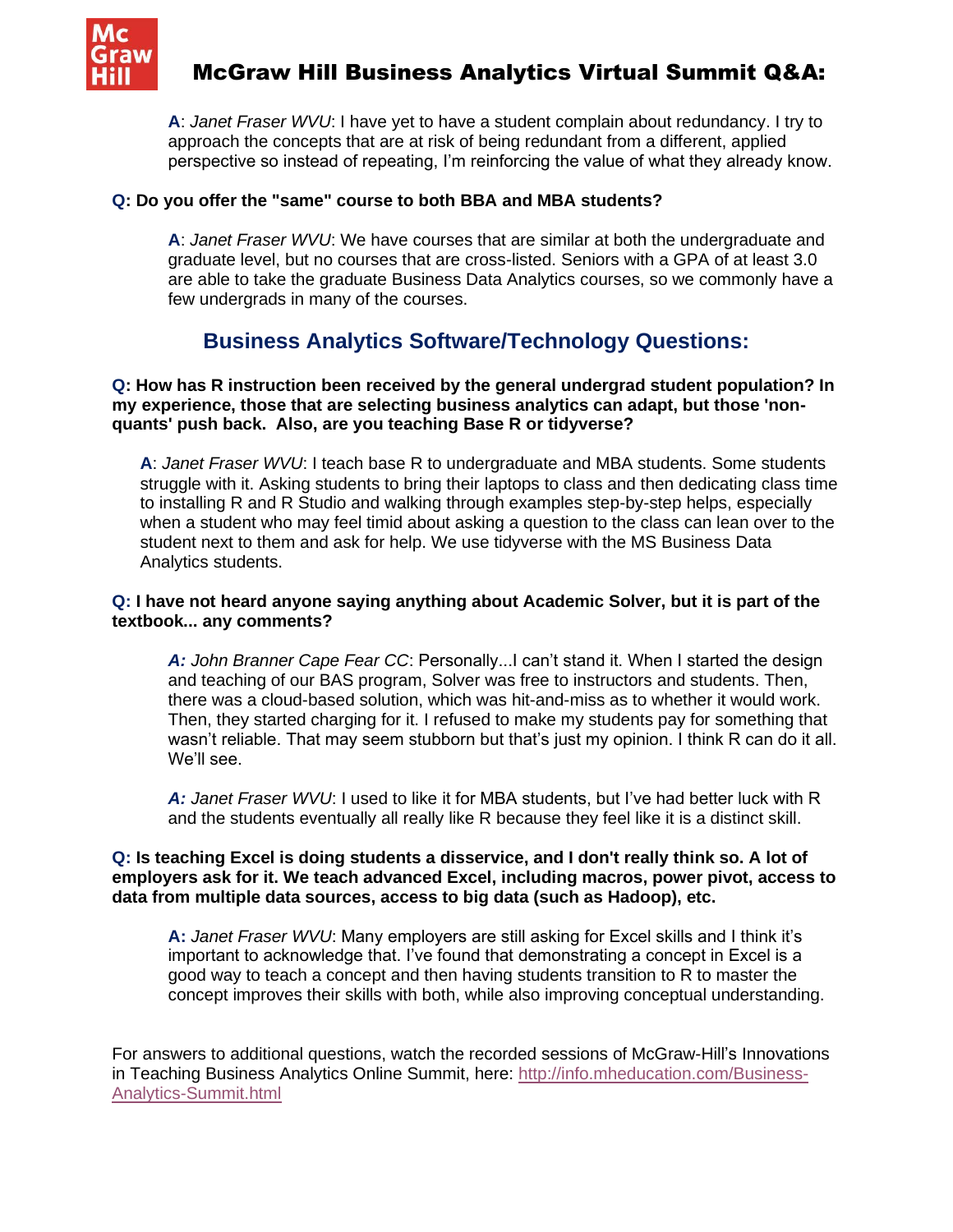**A**: *Janet Fraser WVU*: I have yet to have a student complain about redundancy. I try to approach the concepts that are at risk of being redundant from a different, applied perspective so instead of repeating, I'm reinforcing the value of what they already know.

**Q: Do you offer the "same" course to both BBA and MBA students?**

**A**: *Janet Fraser WVU*: We have courses that are similar at both the undergraduate and graduate level, but no courses that are cross-listed. Seniors with a GPA of at least 3.0 are able to take the graduate Business Data Analytics courses, so we commonly have a few undergrads in many of the courses.

## Business Analytics Software/Technology Questions:

**Q: How has R instruction been received by the general undergrad student population? In my experience, those that are selecting business analytics can adapt, but those 'non-quants' push back. Also, are you teaching Base R or tidyverse?**

**A**: *Janet Fraser WVU*: I teach base R to undergraduate and MBA students. Some students struggle with it. Asking students to bring their laptops to class and then dedicating class time to installing R and R Studio and walking through examples step-by-step helps, especially when a student who may feel timid about asking a question to the class can lean over to the student next to them and ask for help. We use tidyverse with the MS Business Data Analytics students.

**Q: I have not heard anyone saying anything about Academic Solver, but it is part of the textbook... any comments?**

***A:*** *John Branner Cape Fear CC*: Personally...I can't stand it. When I started the design and teaching of our BAS program, Solver was free to instructors and students. Then, there was a cloud-based solution, which was hit-and-miss as to whether it would work. Then, they started charging for it. I refused to make my students pay for something that wasn't reliable. That may seem stubborn but that's just my opinion. I think R can do it all. We'll see.

***A:*** *Janet Fraser WVU*: I used to like it for MBA students, but I've had better luck with R and the students eventually all really like R because they feel like it is a distinct skill.

**Q: Is teaching Excel is doing students a disservice, and I don't really think so. A lot of employers ask for it. We teach advanced Excel, including macros, power pivot, access to data from multiple data sources, access to big data (such as Hadoop), etc.**

**A:** *Janet Fraser WVU*: Many employers are still asking for Excel skills and I think it's important to acknowledge that. I've found that demonstrating a concept in Excel is a good way to teach a concept and then having students transition to R to master the concept improves their skills with both, while also improving conceptual understanding.

For answers to additional questions, watch the recorded sessions of McGraw-Hill's Innovations in Teaching Business Analytics Online Summit, here: [http://info.mheducation.com/Business-Analytics-Summit.html](http://info.mheducation.com/Business-Analytics-Summit.html)